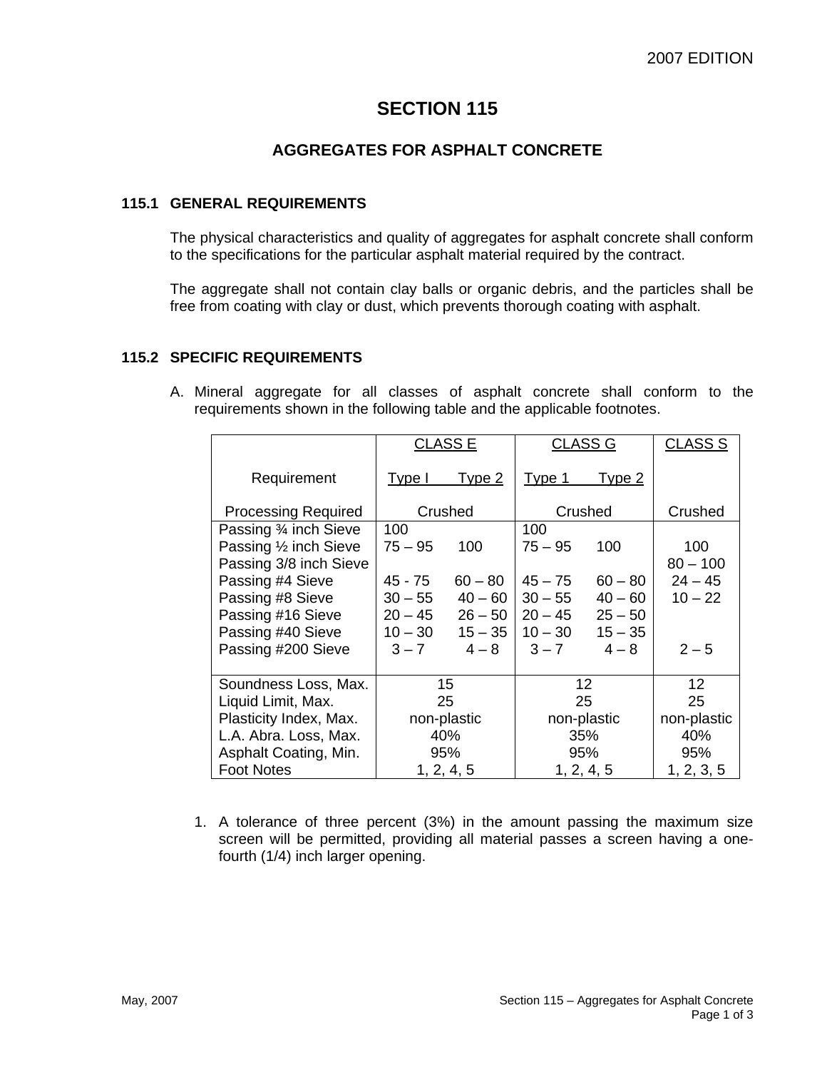2007 EDITION

# SECTION 115

## AGGREGATES FOR ASPHALT CONCRETE

### 115.1 GENERAL REQUIREMENTS

The physical characteristics and quality of aggregates for asphalt concrete shall conform to the specifications for the particular asphalt material required by the contract.

The aggregate shall not contain clay balls or organic debris, and the particles shall be free from coating with clay or dust, which prevents thorough coating with asphalt.

### 115.2 SPECIFIC REQUIREMENTS

A. Mineral aggregate for all classes of asphalt concrete shall conform to the requirements shown in the following table and the applicable footnotes.

| | CLASS E | | CLASS G | | CLASS S |
|---|---|---|---|---|---|
| Requirement | Type I | Type 2 | Type 1 | Type 2 | |
| Processing Required | Crushed | | Crushed | | Crushed |
| Passing ¾ inch Sieve | 100 | | 100 | | |
| Passing ½ inch Sieve | 75 – 95 | 100 | 75 – 95 | 100 | 100 |
| Passing 3/8 inch Sieve | | | | | 80 – 100 |
| Passing #4 Sieve | 45 - 75 | 60 – 80 | 45 – 75 | 60 – 80 | 24 – 45 |
| Passing #8 Sieve | 30 – 55 | 40 – 60 | 30 – 55 | 40 – 60 | 10 – 22 |
| Passing #16 Sieve | 20 – 45 | 26 – 50 | 20 – 45 | 25 – 50 | |
| Passing #40 Sieve | 10 – 30 | 15 – 35 | 10 – 30 | 15 – 35 | |
| Passing #200 Sieve | 3 – 7 | 4 – 8 | 3 – 7 | 4 – 8 | 2 – 5 |
| Soundness Loss, Max. | 15 | | 12 | | 12 |
| Liquid Limit, Max. | 25 | | 25 | | 25 |
| Plasticity Index, Max. | non-plastic | | non-plastic | | non-plastic |
| L.A. Abra. Loss, Max. | 40% | | 35% | | 40% |
| Asphalt Coating, Min. | 95% | | 95% | | 95% |
| Foot Notes | 1, 2, 4, 5 | | 1, 2, 4, 5 | | 1, 2, 3, 5 |

1. A tolerance of three percent (3%) in the amount passing the maximum size screen will be permitted, providing all material passes a screen having a one-fourth (1/4) inch larger opening.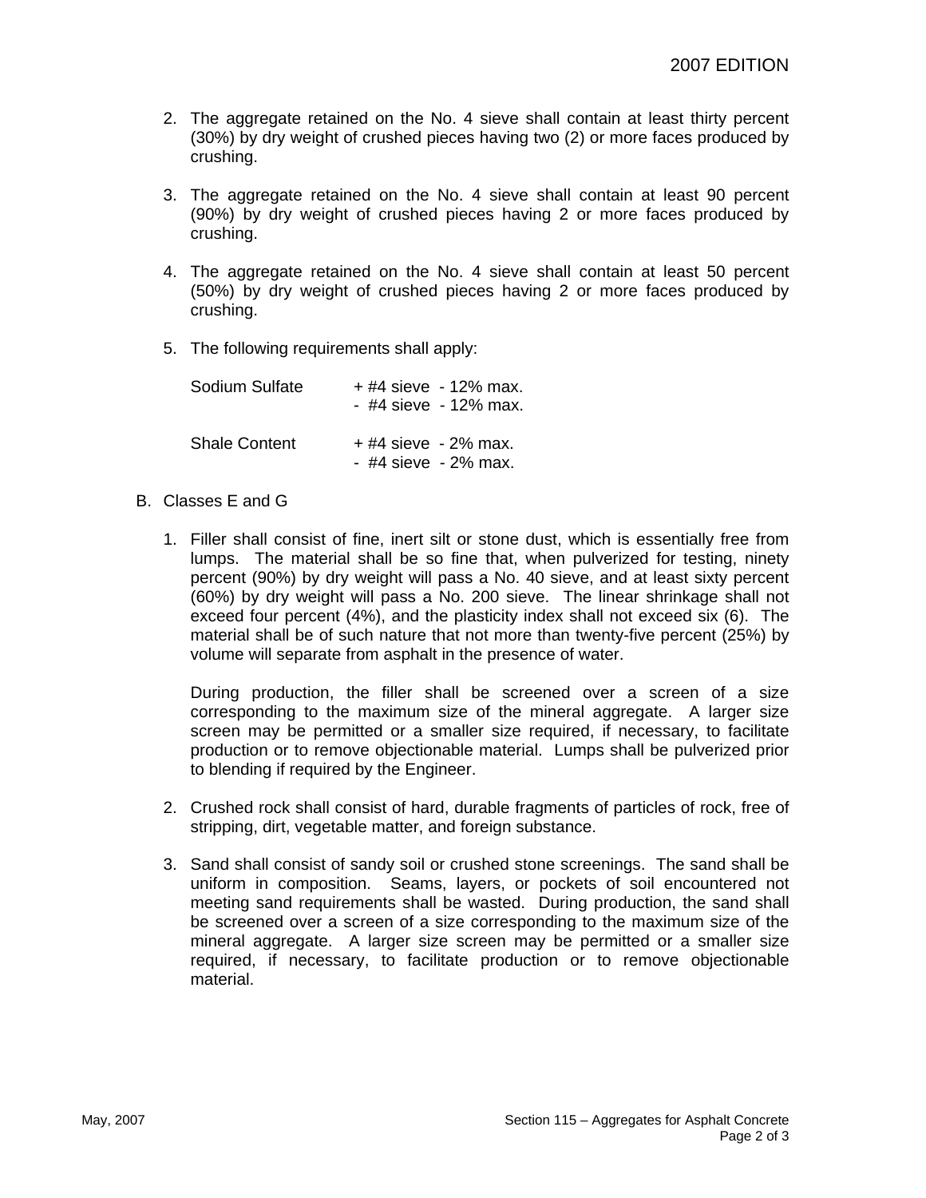2. The aggregate retained on the No. 4 sieve shall contain at least thirty percent (30%) by dry weight of crushed pieces having two (2) or more faces produced by crushing.

3. The aggregate retained on the No. 4 sieve shall contain at least 90 percent (90%) by dry weight of crushed pieces having 2 or more faces produced by crushing.

4. The aggregate retained on the No. 4 sieve shall contain at least 50 percent (50%) by dry weight of crushed pieces having 2 or more faces produced by crushing.

5. The following requirements shall apply:

   | | | |
   |---|---|---|
   | Sodium Sulfate | + #4 sieve | - 12% max. |
   | | - #4 sieve | - 12% max. |
   | Shale Content | + #4 sieve | - 2% max. |
   | | - #4 sieve | - 2% max. |

B. Classes E and G

1. Filler shall consist of fine, inert silt or stone dust, which is essentially free from lumps. The material shall be so fine that, when pulverized for testing, ninety percent (90%) by dry weight will pass a No. 40 sieve, and at least sixty percent (60%) by dry weight will pass a No. 200 sieve. The linear shrinkage shall not exceed four percent (4%), and the plasticity index shall not exceed six (6). The material shall be of such nature that not more than twenty-five percent (25%) by volume will separate from asphalt in the presence of water.

   During production, the filler shall be screened over a screen of a size corresponding to the maximum size of the mineral aggregate. A larger size screen may be permitted or a smaller size required, if necessary, to facilitate production or to remove objectionable material. Lumps shall be pulverized prior to blending if required by the Engineer.

2. Crushed rock shall consist of hard, durable fragments of particles of rock, free of stripping, dirt, vegetable matter, and foreign substance.

3. Sand shall consist of sandy soil or crushed stone screenings. The sand shall be uniform in composition. Seams, layers, or pockets of soil encountered not meeting sand requirements shall be wasted. During production, the sand shall be screened over a screen of a size corresponding to the maximum size of the mineral aggregate. A larger size screen may be permitted or a smaller size required, if necessary, to facilitate production or to remove objectionable material.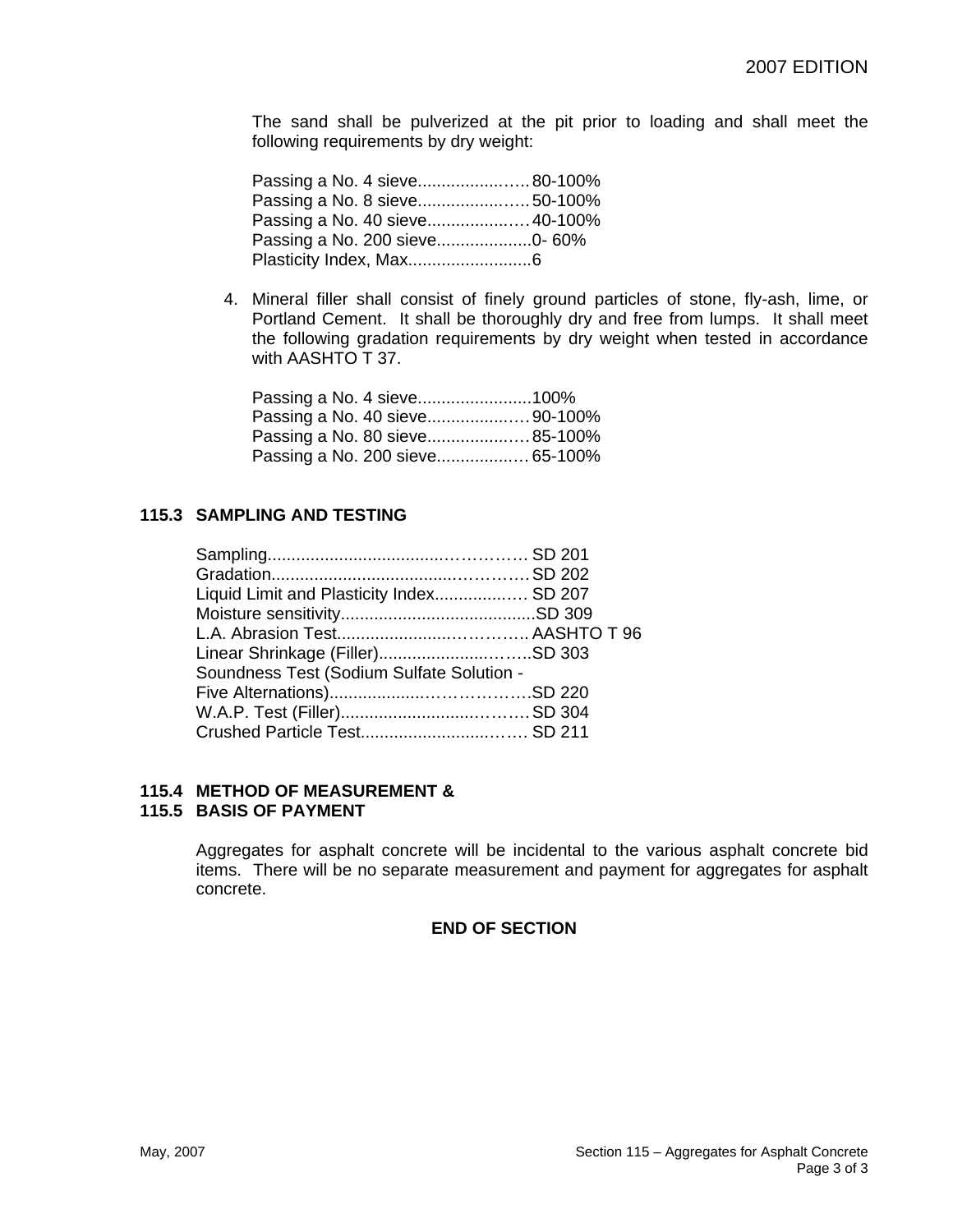The sand shall be pulverized at the pit prior to loading and shall meet the following requirements by dry weight:

Passing a No. 4 sieve....................80-100%
Passing a No. 8 sieve....................50-100%
Passing a No. 40 sieve....................40-100%
Passing a No. 200 sieve....................0- 60%
Plasticity Index, Max..........................6

4. Mineral filler shall consist of finely ground particles of stone, fly-ash, lime, or Portland Cement. It shall be thoroughly dry and free from lumps. It shall meet the following gradation requirements by dry weight when tested in accordance with AASHTO T 37.

   Passing a No. 4 sieve........................100%
   Passing a No. 40 sieve....................90-100%
   Passing a No. 80 sieve....................85-100%
   Passing a No. 200 sieve.................65-100%

## 115.3 SAMPLING AND TESTING

Sampling....................................SD 201
Gradation....................................SD 202
Liquid Limit and Plasticity Index.................SD 207
Moisture sensitivity.........................................SD 309
L.A. Abrasion Test................................AASHTO T 96
Linear Shrinkage (Filler)..............................SD 303
Soundness Test (Sodium Sulfate Solution - Five Alternations)..................................SD 220
W.A.P. Test (Filler)....................................SD 304
Crushed Particle Test..................................SD 211

## 115.4 METHOD OF MEASUREMENT &
## 115.5 BASIS OF PAYMENT

Aggregates for asphalt concrete will be incidental to the various asphalt concrete bid items. There will be no separate measurement and payment for aggregates for asphalt concrete.

**END OF SECTION**